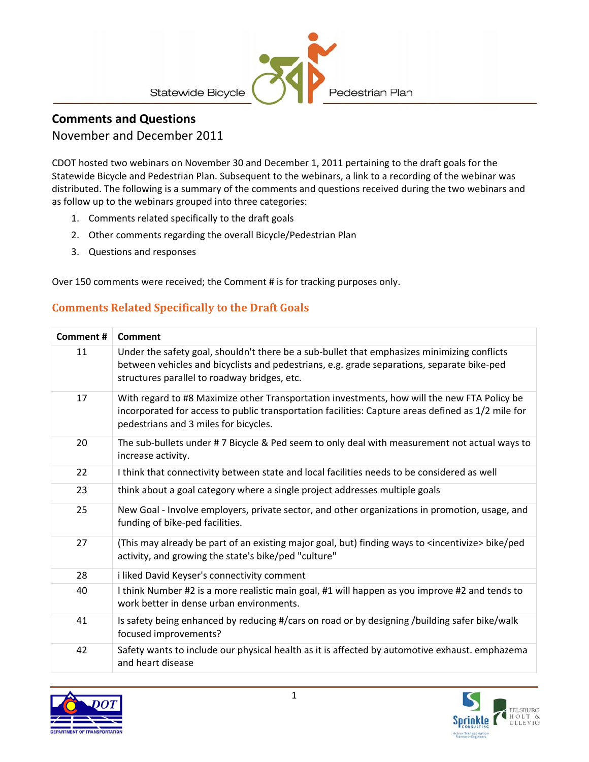## Comments and Questions

November and December 2011

CDOT hosted two webinars on November 30 and December 1, 2011 pertaining to the draft goals for the Statewide Bicycle and Pedestrian Plan. Subsequent to the webinars, a link to a recording of the webinar was distributed. The following is a summary of the comments and questions received during the two webinars and as follow up to the webinars grouped into three categories:

1. Comments related specifically to the draft goals
2. Other comments regarding the overall Bicycle/Pedestrian Plan
3. Questions and responses

Over 150 comments were received; the Comment # is for tracking purposes only.

### Comments Related Specifically to the Draft Goals

| Comment # | Comment |
|---|---|
| 11 | Under the safety goal, shouldn't there be a sub-bullet that emphasizes minimizing conflicts between vehicles and bicyclists and pedestrians, e.g. grade separations, separate bike-ped structures parallel to roadway bridges, etc. |
| 17 | With regard to #8 Maximize other Transportation investments, how will the new FTA Policy be incorporated for access to public transportation facilities: Capture areas defined as 1/2 mile for pedestrians and 3 miles for bicycles. |
| 20 | The sub-bullets under # 7 Bicycle & Ped seem to only deal with measurement not actual ways to increase activity. |
| 22 | I think that connectivity between state and local facilities needs to be considered as well |
| 23 | think about a goal category where a single project addresses multiple goals |
| 25 | New Goal - Involve employers, private sector, and other organizations in promotion, usage, and funding of bike-ped facilities. |
| 27 | (This may already be part of an existing major goal, but) finding ways to <incentivize> bike/ped activity, and growing the state's bike/ped "culture" |
| 28 | i liked David Keyser's connectivity comment |
| 40 | I think Number #2 is a more realistic main goal, #1 will happen as you improve #2 and tends to work better in dense urban environments. |
| 41 | Is safety being enhanced by reducing #/cars on road or by designing /building safer bike/walk focused improvements? |
| 42 | Safety wants to include our physical health as it is affected by automotive exhaust. emphazema and heart disease |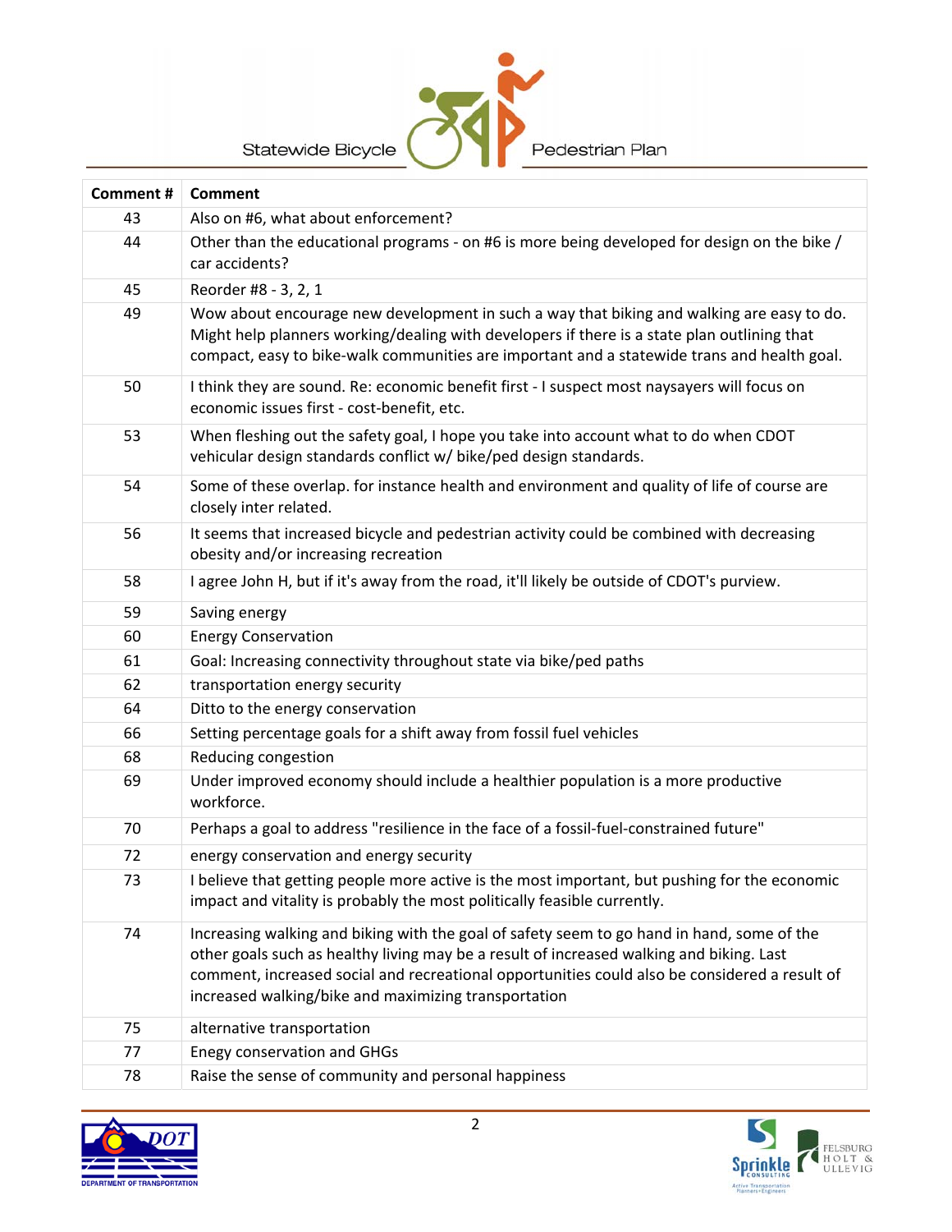| Comment # | Comment |
|---|---|
| 43 | Also on #6, what about enforcement? |
| 44 | Other than the educational programs - on #6 is more being developed for design on the bike / car accidents? |
| 45 | Reorder #8 - 3, 2, 1 |
| 49 | Wow about encourage new development in such a way that biking and walking are easy to do. Might help planners working/dealing with developers if there is a state plan outlining that compact, easy to bike-walk communities are important and a statewide trans and health goal. |
| 50 | I think they are sound. Re: economic benefit first - I suspect most naysayers will focus on economic issues first - cost-benefit, etc. |
| 53 | When fleshing out the safety goal, I hope you take into account what to do when CDOT vehicular design standards conflict w/ bike/ped design standards. |
| 54 | Some of these overlap. for instance health and environment and quality of life of course are closely inter related. |
| 56 | It seems that increased bicycle and pedestrian activity could be combined with decreasing obesity and/or increasing recreation |
| 58 | I agree John H, but if it's away from the road, it'll likely be outside of CDOT's purview. |
| 59 | Saving energy |
| 60 | Energy Conservation |
| 61 | Goal: Increasing connectivity throughout state via bike/ped paths |
| 62 | transportation energy security |
| 64 | Ditto to the energy conservation |
| 66 | Setting percentage goals for a shift away from fossil fuel vehicles |
| 68 | Reducing congestion |
| 69 | Under improved economy should include a healthier population is a more productive workforce. |
| 70 | Perhaps a goal to address "resilience in the face of a fossil-fuel-constrained future" |
| 72 | energy conservation and energy security |
| 73 | I believe that getting people more active is the most important, but pushing for the economic impact and vitality is probably the most politically feasible currently. |
| 74 | Increasing walking and biking with the goal of safety seem to go hand in hand, some of the other goals such as healthy living may be a result of increased walking and biking. Last comment, increased social and recreational opportunities could also be considered a result of increased walking/bike and maximizing transportation |
| 75 | alternative transportation |
| 77 | Enegy conservation and GHGs |
| 78 | Raise the sense of community and personal happiness |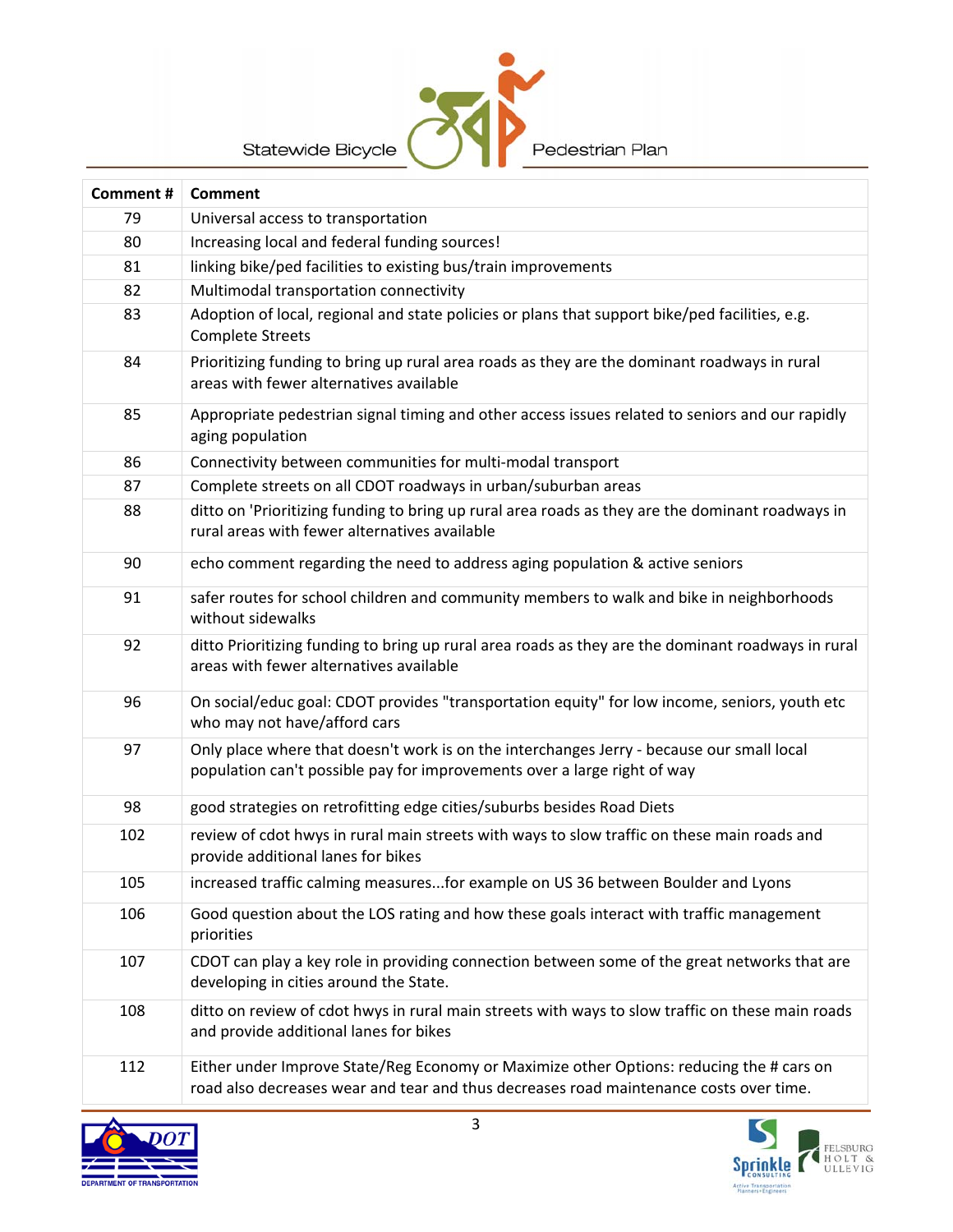| Comment # | Comment |
|---|---|
| 79 | Universal access to transportation |
| 80 | Increasing local and federal funding sources! |
| 81 | linking bike/ped facilities to existing bus/train improvements |
| 82 | Multimodal transportation connectivity |
| 83 | Adoption of local, regional and state policies or plans that support bike/ped facilities, e.g. Complete Streets |
| 84 | Prioritizing funding to bring up rural area roads as they are the dominant roadways in rural areas with fewer alternatives available |
| 85 | Appropriate pedestrian signal timing and other access issues related to seniors and our rapidly aging population |
| 86 | Connectivity between communities for multi-modal transport |
| 87 | Complete streets on all CDOT roadways in urban/suburban areas |
| 88 | ditto on 'Prioritizing funding to bring up rural area roads as they are the dominant roadways in rural areas with fewer alternatives available |
| 90 | echo comment regarding the need to address aging population & active seniors |
| 91 | safer routes for school children and community members to walk and bike in neighborhoods without sidewalks |
| 92 | ditto Prioritizing funding to bring up rural area roads as they are the dominant roadways in rural areas with fewer alternatives available |
| 96 | On social/educ goal: CDOT provides "transportation equity" for low income, seniors, youth etc who may not have/afford cars |
| 97 | Only place where that doesn't work is on the interchanges Jerry - because our small local population can't possible pay for improvements over a large right of way |
| 98 | good strategies on retrofitting edge cities/suburbs besides Road Diets |
| 102 | review of cdot hwys in rural main streets with ways to slow traffic on these main roads and provide additional lanes for bikes |
| 105 | increased traffic calming measures...for example on US 36 between Boulder and Lyons |
| 106 | Good question about the LOS rating and how these goals interact with traffic management priorities |
| 107 | CDOT can play a key role in providing connection between some of the great networks that are developing in cities around the State. |
| 108 | ditto on review of cdot hwys in rural main streets with ways to slow traffic on these main roads and provide additional lanes for bikes |
| 112 | Either under Improve State/Reg Economy or Maximize other Options: reducing the # cars on road also decreases wear and tear and thus decreases road maintenance costs over time. |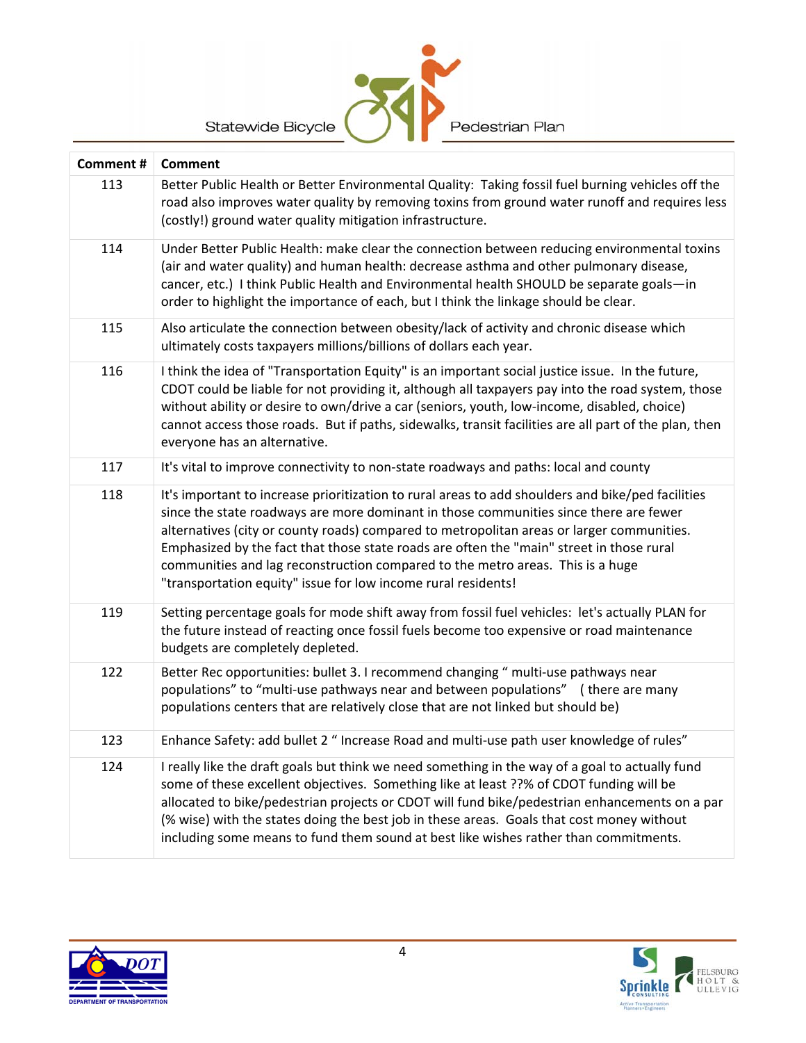| Comment # | Comment |
|---|---|
| 113 | Better Public Health or Better Environmental Quality: Taking fossil fuel burning vehicles off the road also improves water quality by removing toxins from ground water runoff and requires less (costly!) ground water quality mitigation infrastructure. |
| 114 | Under Better Public Health: make clear the connection between reducing environmental toxins (air and water quality) and human health: decrease asthma and other pulmonary disease, cancer, etc.) I think Public Health and Environmental health SHOULD be separate goals—in order to highlight the importance of each, but I think the linkage should be clear. |
| 115 | Also articulate the connection between obesity/lack of activity and chronic disease which ultimately costs taxpayers millions/billions of dollars each year. |
| 116 | I think the idea of "Transportation Equity" is an important social justice issue. In the future, CDOT could be liable for not providing it, although all taxpayers pay into the road system, those without ability or desire to own/drive a car (seniors, youth, low-income, disabled, choice) cannot access those roads. But if paths, sidewalks, transit facilities are all part of the plan, then everyone has an alternative. |
| 117 | It's vital to improve connectivity to non-state roadways and paths: local and county |
| 118 | It's important to increase prioritization to rural areas to add shoulders and bike/ped facilities since the state roadways are more dominant in those communities since there are fewer alternatives (city or county roads) compared to metropolitan areas or larger communities. Emphasized by the fact that those state roads are often the "main" street in those rural communities and lag reconstruction compared to the metro areas. This is a huge "transportation equity" issue for low income rural residents! |
| 119 | Setting percentage goals for mode shift away from fossil fuel vehicles: let's actually PLAN for the future instead of reacting once fossil fuels become too expensive or road maintenance budgets are completely depleted. |
| 122 | Better Rec opportunities: bullet 3. I recommend changing " multi-use pathways near populations" to "multi-use pathways near and between populations" ( there are many populations centers that are relatively close that are not linked but should be) |
| 123 | Enhance Safety: add bullet 2 " Increase Road and multi-use path user knowledge of rules" |
| 124 | I really like the draft goals but think we need something in the way of a goal to actually fund some of these excellent objectives. Something like at least ??% of CDOT funding will be allocated to bike/pedestrian projects or CDOT will fund bike/pedestrian enhancements on a par (% wise) with the states doing the best job in these areas. Goals that cost money without including some means to fund them sound at best like wishes rather than commitments. |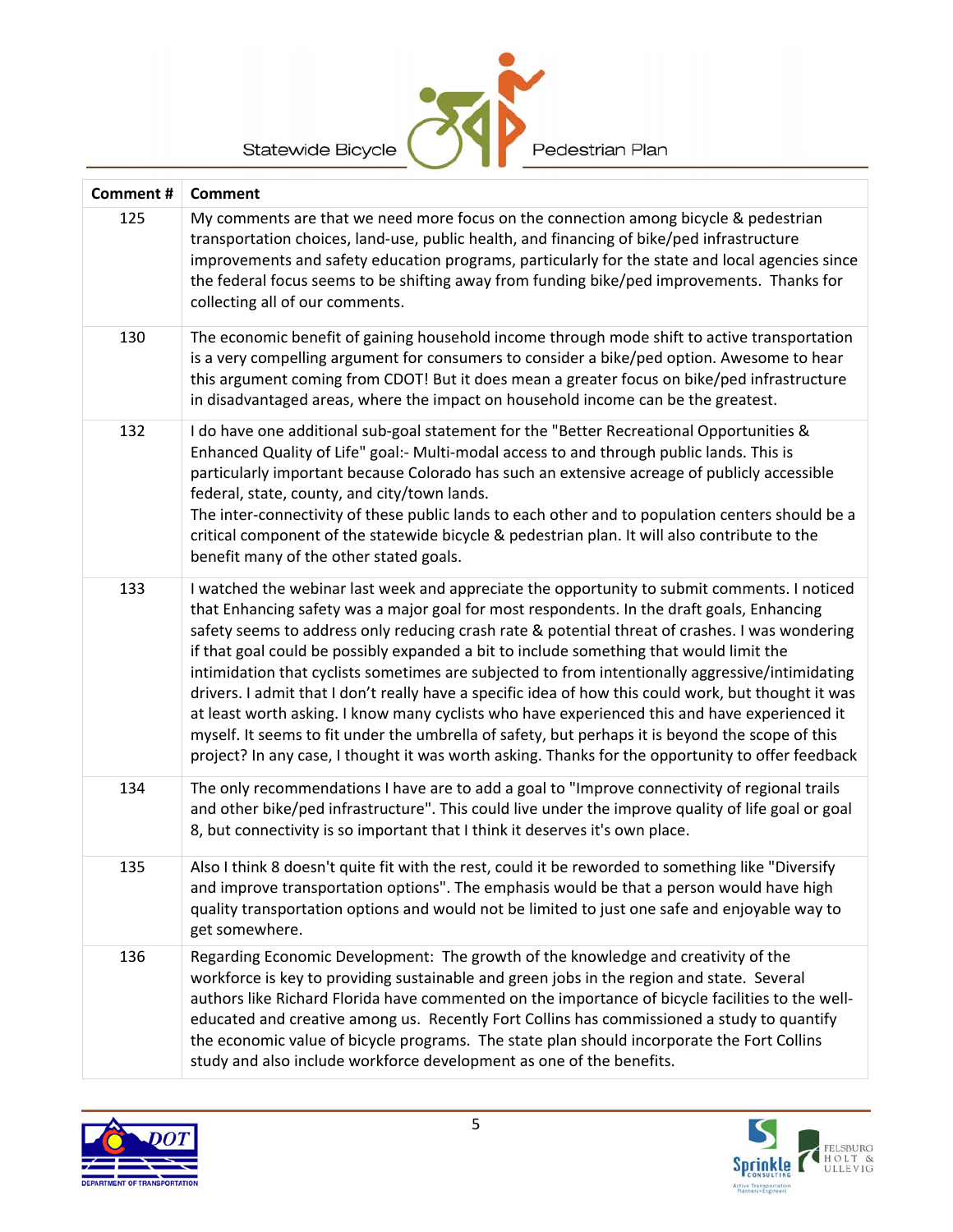| Comment # | Comment |
|---|---|
| 125 | My comments are that we need more focus on the connection among bicycle & pedestrian transportation choices, land-use, public health, and financing of bike/ped infrastructure improvements and safety education programs, particularly for the state and local agencies since the federal focus seems to be shifting away from funding bike/ped improvements. Thanks for collecting all of our comments. |
| 130 | The economic benefit of gaining household income through mode shift to active transportation is a very compelling argument for consumers to consider a bike/ped option. Awesome to hear this argument coming from CDOT! But it does mean a greater focus on bike/ped infrastructure in disadvantaged areas, where the impact on household income can be the greatest. |
| 132 | I do have one additional sub-goal statement for the "Better Recreational Opportunities & Enhanced Quality of Life" goal:- Multi-modal access to and through public lands. This is particularly important because Colorado has such an extensive acreage of publicly accessible federal, state, county, and city/town lands. The inter-connectivity of these public lands to each other and to population centers should be a critical component of the statewide bicycle & pedestrian plan. It will also contribute to the benefit many of the other stated goals. |
| 133 | I watched the webinar last week and appreciate the opportunity to submit comments. I noticed that Enhancing safety was a major goal for most respondents. In the draft goals, Enhancing safety seems to address only reducing crash rate & potential threat of crashes. I was wondering if that goal could be possibly expanded a bit to include something that would limit the intimidation that cyclists sometimes are subjected to from intentionally aggressive/intimidating drivers. I admit that I don't really have a specific idea of how this could work, but thought it was at least worth asking. I know many cyclists who have experienced this and have experienced it myself. It seems to fit under the umbrella of safety, but perhaps it is beyond the scope of this project? In any case, I thought it was worth asking. Thanks for the opportunity to offer feedback |
| 134 | The only recommendations I have are to add a goal to "Improve connectivity of regional trails and other bike/ped infrastructure". This could live under the improve quality of life goal or goal 8, but connectivity is so important that I think it deserves it's own place. |
| 135 | Also I think 8 doesn't quite fit with the rest, could it be reworded to something like "Diversify and improve transportation options". The emphasis would be that a person would have high quality transportation options and would not be limited to just one safe and enjoyable way to get somewhere. |
| 136 | Regarding Economic Development: The growth of the knowledge and creativity of the workforce is key to providing sustainable and green jobs in the region and state. Several authors like Richard Florida have commented on the importance of bicycle facilities to the well-educated and creative among us. Recently Fort Collins has commissioned a study to quantify the economic value of bicycle programs. The state plan should incorporate the Fort Collins study and also include workforce development as one of the benefits. |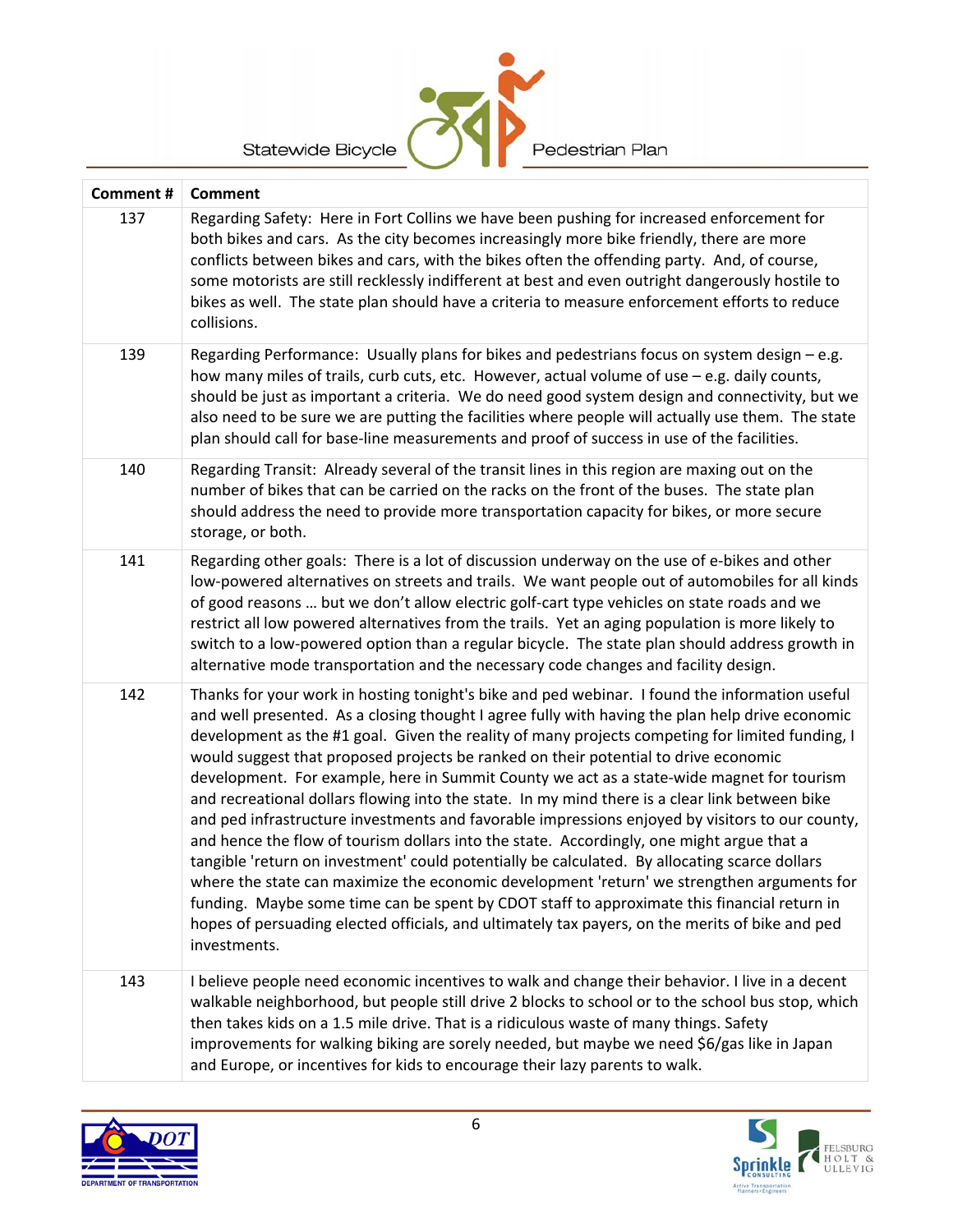| Comment # | Comment |
|---|---|
| 137 | Regarding Safety: Here in Fort Collins we have been pushing for increased enforcement for both bikes and cars. As the city becomes increasingly more bike friendly, there are more conflicts between bikes and cars, with the bikes often the offending party. And, of course, some motorists are still recklessly indifferent at best and even outright dangerously hostile to bikes as well. The state plan should have a criteria to measure enforcement efforts to reduce collisions. |
| 139 | Regarding Performance: Usually plans for bikes and pedestrians focus on system design – e.g. how many miles of trails, curb cuts, etc. However, actual volume of use – e.g. daily counts, should be just as important a criteria. We do need good system design and connectivity, but we also need to be sure we are putting the facilities where people will actually use them. The state plan should call for base-line measurements and proof of success in use of the facilities. |
| 140 | Regarding Transit: Already several of the transit lines in this region are maxing out on the number of bikes that can be carried on the racks on the front of the buses. The state plan should address the need to provide more transportation capacity for bikes, or more secure storage, or both. |
| 141 | Regarding other goals: There is a lot of discussion underway on the use of e-bikes and other low-powered alternatives on streets and trails. We want people out of automobiles for all kinds of good reasons … but we don't allow electric golf-cart type vehicles on state roads and we restrict all low powered alternatives from the trails. Yet an aging population is more likely to switch to a low-powered option than a regular bicycle. The state plan should address growth in alternative mode transportation and the necessary code changes and facility design. |
| 142 | Thanks for your work in hosting tonight's bike and ped webinar. I found the information useful and well presented. As a closing thought I agree fully with having the plan help drive economic development as the #1 goal. Given the reality of many projects competing for limited funding, I would suggest that proposed projects be ranked on their potential to drive economic development. For example, here in Summit County we act as a state-wide magnet for tourism and recreational dollars flowing into the state. In my mind there is a clear link between bike and ped infrastructure investments and favorable impressions enjoyed by visitors to our county, and hence the flow of tourism dollars into the state. Accordingly, one might argue that a tangible 'return on investment' could potentially be calculated. By allocating scarce dollars where the state can maximize the economic development 'return' we strengthen arguments for funding. Maybe some time can be spent by CDOT staff to approximate this financial return in hopes of persuading elected officials, and ultimately tax payers, on the merits of bike and ped investments. |
| 143 | I believe people need economic incentives to walk and change their behavior. I live in a decent walkable neighborhood, but people still drive 2 blocks to school or to the school bus stop, which then takes kids on a 1.5 mile drive. That is a ridiculous waste of many things. Safety improvements for walking biking are sorely needed, but maybe we need $6/gas like in Japan and Europe, or incentives for kids to encourage their lazy parents to walk. |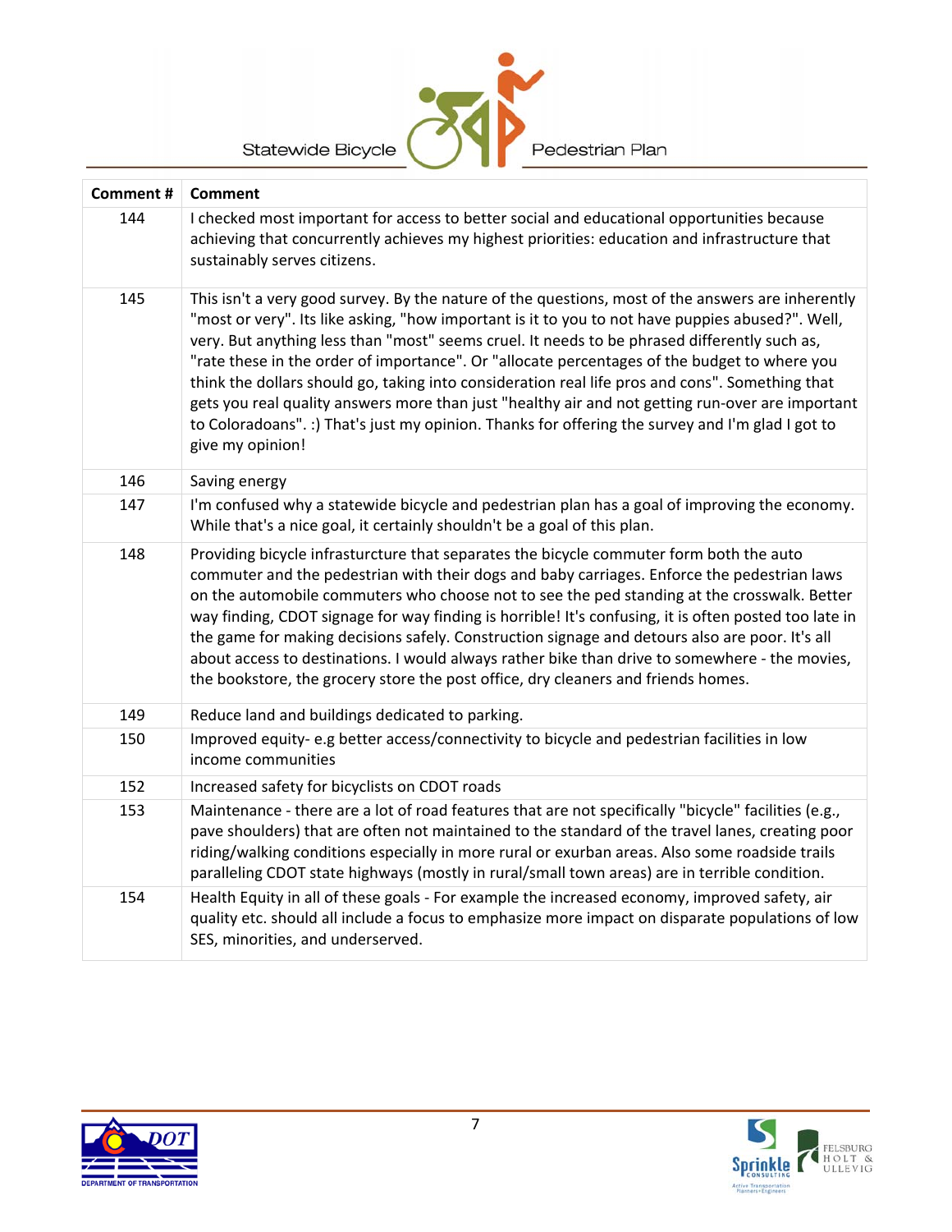| Comment # | Comment |
|---|---|
| 144 | I checked most important for access to better social and educational opportunities because achieving that concurrently achieves my highest priorities: education and infrastructure that sustainably serves citizens. |
| 145 | This isn't a very good survey. By the nature of the questions, most of the answers are inherently "most or very". Its like asking, "how important is it to you to not have puppies abused?". Well, very. But anything less than "most" seems cruel. It needs to be phrased differently such as, "rate these in the order of importance". Or "allocate percentages of the budget to where you think the dollars should go, taking into consideration real life pros and cons". Something that gets you real quality answers more than just "healthy air and not getting run-over are important to Coloradoans". :) That's just my opinion. Thanks for offering the survey and I'm glad I got to give my opinion! |
| 146 | Saving energy |
| 147 | I'm confused why a statewide bicycle and pedestrian plan has a goal of improving the economy. While that's a nice goal, it certainly shouldn't be a goal of this plan. |
| 148 | Providing bicycle infrastructure that separates the bicycle commuter form both the auto commuter and the pedestrian with their dogs and baby carriages. Enforce the pedestrian laws on the automobile commuters who choose not to see the ped standing at the crosswalk. Better way finding, CDOT signage for way finding is horrible! It's confusing, it is often posted too late in the game for making decisions safely. Construction signage and detours also are poor. It's all about access to destinations. I would always rather bike than drive to somewhere - the movies, the bookstore, the grocery store the post office, dry cleaners and friends homes. |
| 149 | Reduce land and buildings dedicated to parking. |
| 150 | Improved equity- e.g better access/connectivity to bicycle and pedestrian facilities in low income communities |
| 152 | Increased safety for bicyclists on CDOT roads |
| 153 | Maintenance - there are a lot of road features that are not specifically "bicycle" facilities (e.g., pave shoulders) that are often not maintained to the standard of the travel lanes, creating poor riding/walking conditions especially in more rural or exurban areas. Also some roadside trails paralleling CDOT state highways (mostly in rural/small town areas) are in terrible condition. |
| 154 | Health Equity in all of these goals - For example the increased economy, improved safety, air quality etc. should all include a focus to emphasize more impact on disparate populations of low SES, minorities, and underserved. |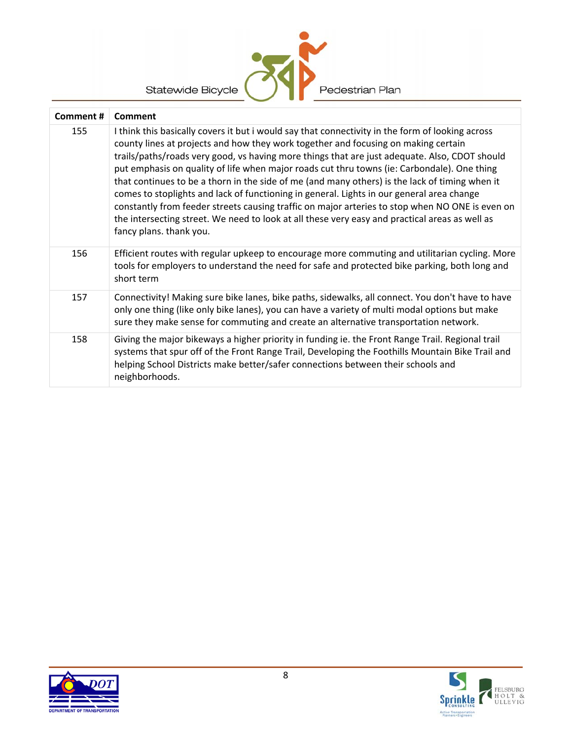| Comment # | Comment |
| --- | --- |
| 155 | I think this basically covers it but i would say that connectivity in the form of looking across county lines at projects and how they work together and focusing on making certain trails/paths/roads very good, vs having more things that are just adequate. Also, CDOT should put emphasis on quality of life when major roads cut thru towns (ie: Carbondale). One thing that continues to be a thorn in the side of me (and many others) is the lack of timing when it comes to stoplights and lack of functioning in general. Lights in our general area change constantly from feeder streets causing traffic on major arteries to stop when NO ONE is even on the intersecting street. We need to look at all these very easy and practical areas as well as fancy plans. thank you. |
| 156 | Efficient routes with regular upkeep to encourage more commuting and utilitarian cycling. More tools for employers to understand the need for safe and protected bike parking, both long and short term |
| 157 | Connectivity! Making sure bike lanes, bike paths, sidewalks, all connect. You don't have to have only one thing (like only bike lanes), you can have a variety of multi modal options but make sure they make sense for commuting and create an alternative transportation network. |
| 158 | Giving the major bikeways a higher priority in funding ie. the Front Range Trail. Regional trail systems that spur off of the Front Range Trail, Developing the Foothills Mountain Bike Trail and helping School Districts make better/safer connections between their schools and neighborhoods. |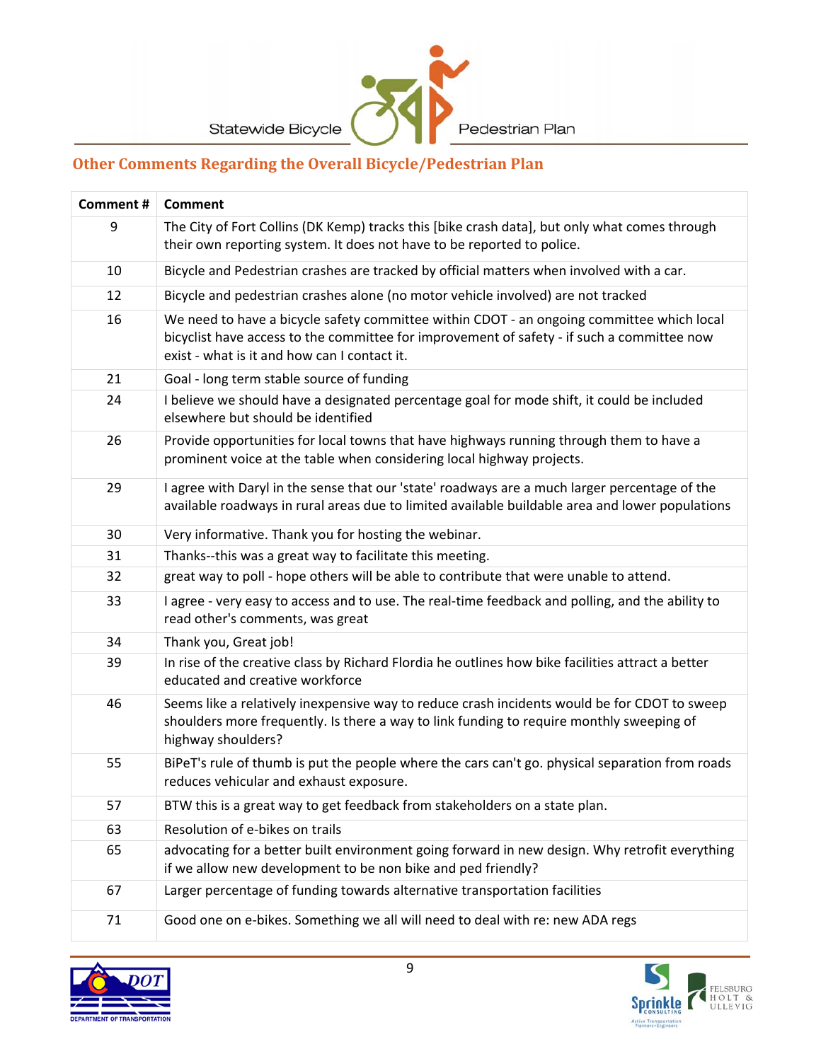## Other Comments Regarding the Overall Bicycle/Pedestrian Plan

| Comment # | Comment |
|---|---|
| 9 | The City of Fort Collins (DK Kemp) tracks this [bike crash data], but only what comes through their own reporting system. It does not have to be reported to police. |
| 10 | Bicycle and Pedestrian crashes are tracked by official matters when involved with a car. |
| 12 | Bicycle and pedestrian crashes alone (no motor vehicle involved) are not tracked |
| 16 | We need to have a bicycle safety committee within CDOT - an ongoing committee which local bicyclist have access to the committee for improvement of safety - if such a committee now exist - what is it and how can I contact it. |
| 21 | Goal - long term stable source of funding |
| 24 | I believe we should have a designated percentage goal for mode shift, it could be included elsewhere but should be identified |
| 26 | Provide opportunities for local towns that have highways running through them to have a prominent voice at the table when considering local highway projects. |
| 29 | I agree with Daryl in the sense that our 'state' roadways are a much larger percentage of the available roadways in rural areas due to limited available buildable area and lower populations |
| 30 | Very informative. Thank you for hosting the webinar. |
| 31 | Thanks--this was a great way to facilitate this meeting. |
| 32 | great way to poll - hope others will be able to contribute that were unable to attend. |
| 33 | I agree - very easy to access and to use. The real-time feedback and polling, and the ability to read other's comments, was great |
| 34 | Thank you, Great job! |
| 39 | In rise of the creative class by Richard Flordia he outlines how bike facilities attract a better educated and creative workforce |
| 46 | Seems like a relatively inexpensive way to reduce crash incidents would be for CDOT to sweep shoulders more frequently. Is there a way to link funding to require monthly sweeping of highway shoulders? |
| 55 | BiPeT's rule of thumb is put the people where the cars can't go. physical separation from roads reduces vehicular and exhaust exposure. |
| 57 | BTW this is a great way to get feedback from stakeholders on a state plan. |
| 63 | Resolution of e-bikes on trails |
| 65 | advocating for a better built environment going forward in new design. Why retrofit everything if we allow new development to be non bike and ped friendly? |
| 67 | Larger percentage of funding towards alternative transportation facilities |
| 71 | Good one on e-bikes. Something we all will need to deal with re: new ADA regs |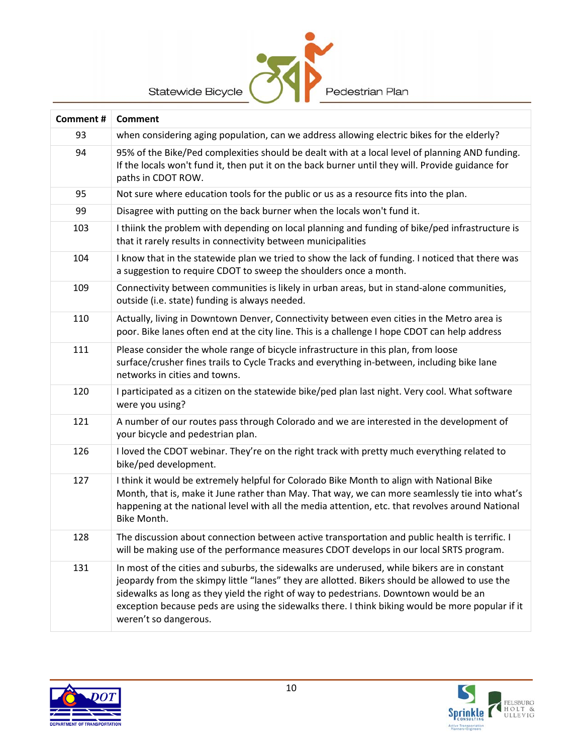| Comment # | Comment |
|---|---|
| 93 | when considering aging population, can we address allowing electric bikes for the elderly? |
| 94 | 95% of the Bike/Ped complexities should be dealt with at a local level of planning AND funding. If the locals won't fund it, then put it on the back burner until they will. Provide guidance for paths in CDOT ROW. |
| 95 | Not sure where education tools for the public or us as a resource fits into the plan. |
| 99 | Disagree with putting on the back burner when the locals won't fund it. |
| 103 | I thiink the problem with depending on local planning and funding of bike/ped infrastructure is that it rarely results in connectivity between municipalities |
| 104 | I know that in the statewide plan we tried to show the lack of funding. I noticed that there was a suggestion to require CDOT to sweep the shoulders once a month. |
| 109 | Connectivity between communities is likely in urban areas, but in stand-alone communities, outside (i.e. state) funding is always needed. |
| 110 | Actually, living in Downtown Denver, Connectivity between even cities in the Metro area is poor. Bike lanes often end at the city line. This is a challenge I hope CDOT can help address |
| 111 | Please consider the whole range of bicycle infrastructure in this plan, from loose surface/crusher fines trails to Cycle Tracks and everything in-between, including bike lane networks in cities and towns. |
| 120 | I participated as a citizen on the statewide bike/ped plan last night. Very cool. What software were you using? |
| 121 | A number of our routes pass through Colorado and we are interested in the development of your bicycle and pedestrian plan. |
| 126 | I loved the CDOT webinar. They're on the right track with pretty much everything related to bike/ped development. |
| 127 | I think it would be extremely helpful for Colorado Bike Month to align with National Bike Month, that is, make it June rather than May. That way, we can more seamlessly tie into what's happening at the national level with all the media attention, etc. that revolves around National Bike Month. |
| 128 | The discussion about connection between active transportation and public health is terrific. I will be making use of the performance measures CDOT develops in our local SRTS program. |
| 131 | In most of the cities and suburbs, the sidewalks are underused, while bikers are in constant jeopardy from the skimpy little "lanes" they are allotted. Bikers should be allowed to use the sidewalks as long as they yield the right of way to pedestrians. Downtown would be an exception because peds are using the sidewalks there. I think biking would be more popular if it weren't so dangerous. |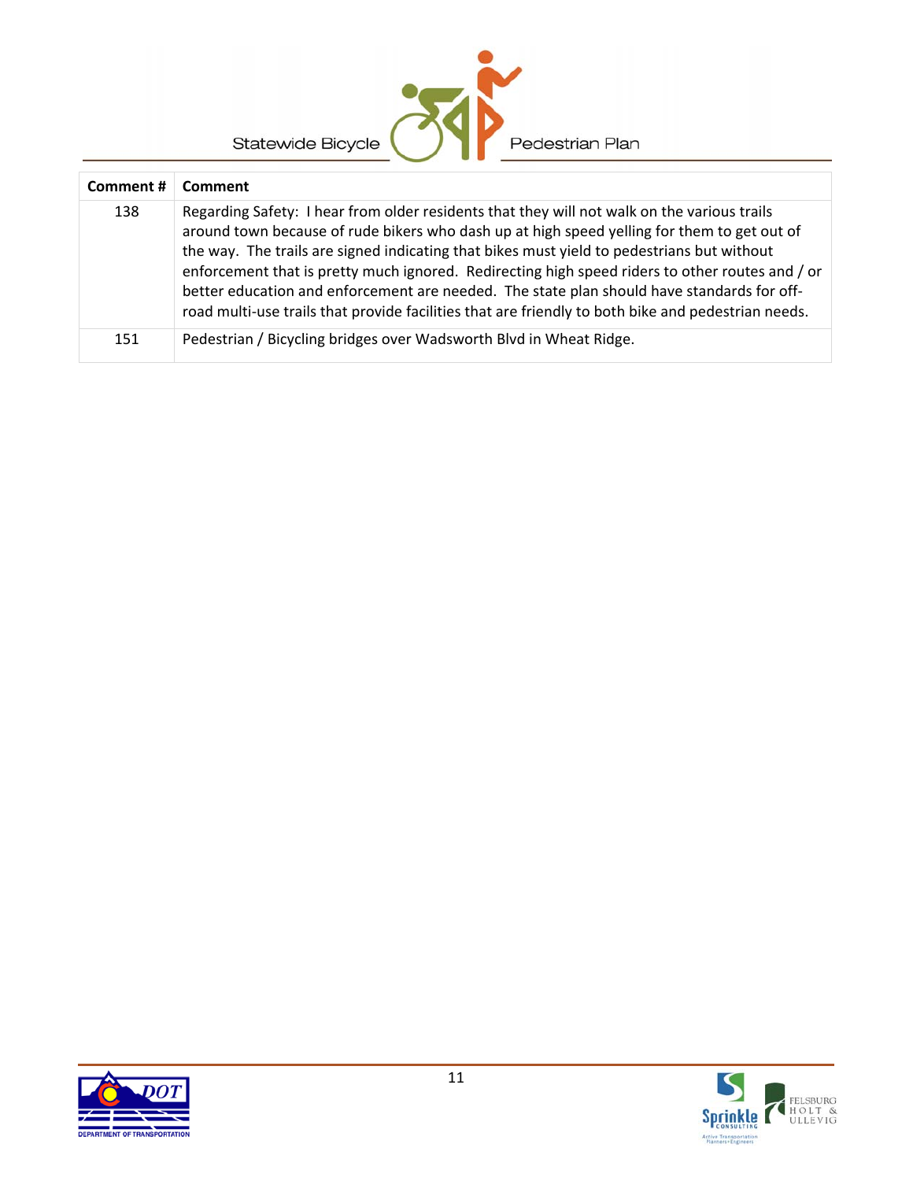| Comment # | Comment |
|---|---|
| 138 | Regarding Safety: I hear from older residents that they will not walk on the various trails around town because of rude bikers who dash up at high speed yelling for them to get out of the way. The trails are signed indicating that bikes must yield to pedestrians but without enforcement that is pretty much ignored. Redirecting high speed riders to other routes and / or better education and enforcement are needed. The state plan should have standards for off-road multi-use trails that provide facilities that are friendly to both bike and pedestrian needs. |
| 151 | Pedestrian / Bicycling bridges over Wadsworth Blvd in Wheat Ridge. |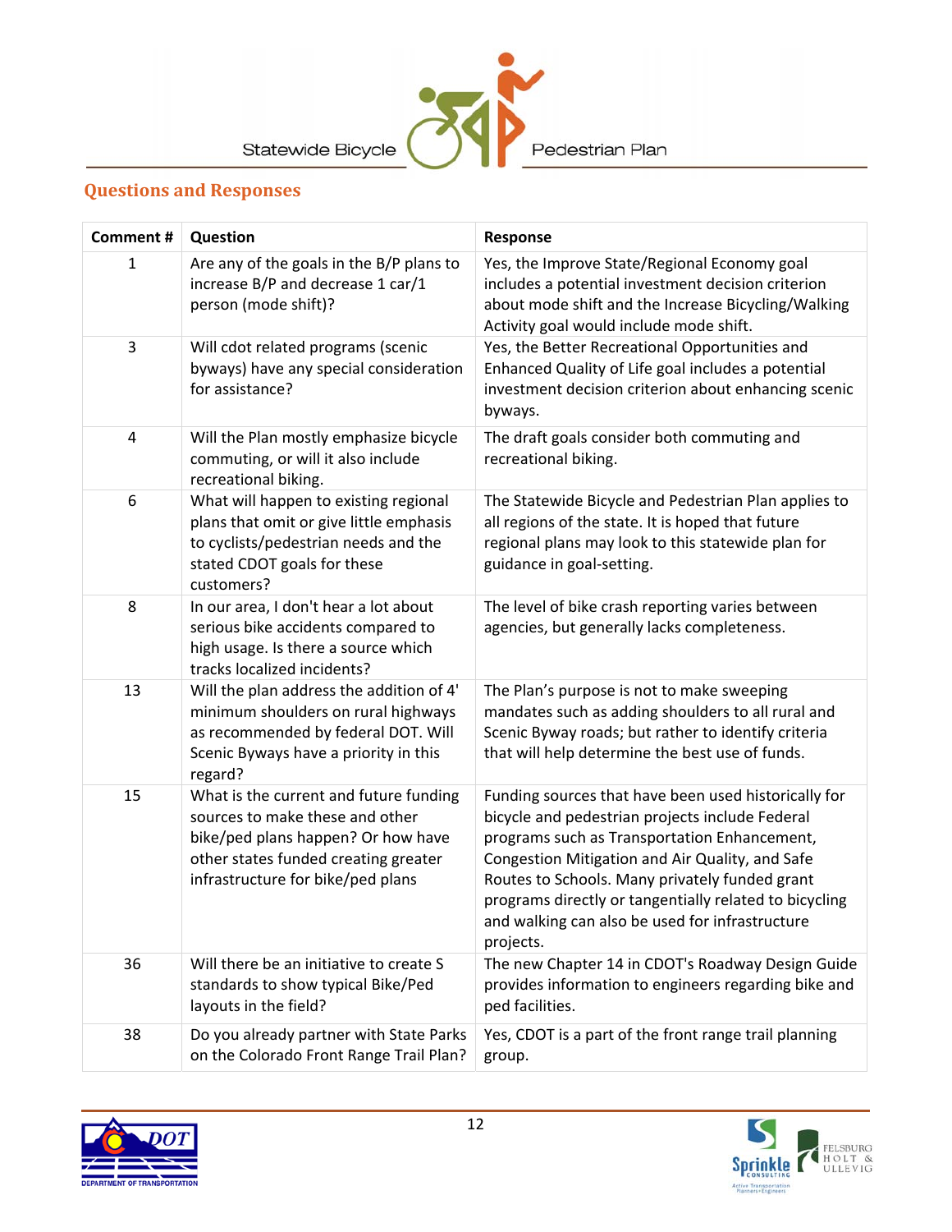## Questions and Responses

| Comment # | Question | Response |
|---|---|---|
| 1 | Are any of the goals in the B/P plans to increase B/P and decrease 1 car/1 person (mode shift)? | Yes, the Improve State/Regional Economy goal includes a potential investment decision criterion about mode shift and the Increase Bicycling/Walking Activity goal would include mode shift. |
| 3 | Will cdot related programs (scenic byways) have any special consideration for assistance? | Yes, the Better Recreational Opportunities and Enhanced Quality of Life goal includes a potential investment decision criterion about enhancing scenic byways. |
| 4 | Will the Plan mostly emphasize bicycle commuting, or will it also include recreational biking. | The draft goals consider both commuting and recreational biking. |
| 6 | What will happen to existing regional plans that omit or give little emphasis to cyclists/pedestrian needs and the stated CDOT goals for these customers? | The Statewide Bicycle and Pedestrian Plan applies to all regions of the state. It is hoped that future regional plans may look to this statewide plan for guidance in goal-setting. |
| 8 | In our area, I don't hear a lot about serious bike accidents compared to high usage. Is there a source which tracks localized incidents? | The level of bike crash reporting varies between agencies, but generally lacks completeness. |
| 13 | Will the plan address the addition of 4' minimum shoulders on rural highways as recommended by federal DOT. Will Scenic Byways have a priority in this regard? | The Plan's purpose is not to make sweeping mandates such as adding shoulders to all rural and Scenic Byway roads; but rather to identify criteria that will help determine the best use of funds. |
| 15 | What is the current and future funding sources to make these and other bike/ped plans happen? Or how have other states funded creating greater infrastructure for bike/ped plans | Funding sources that have been used historically for bicycle and pedestrian projects include Federal programs such as Transportation Enhancement, Congestion Mitigation and Air Quality, and Safe Routes to Schools. Many privately funded grant programs directly or tangentially related to bicycling and walking can also be used for infrastructure projects. |
| 36 | Will there be an initiative to create S standards to show typical Bike/Ped layouts in the field? | The new Chapter 14 in CDOT's Roadway Design Guide provides information to engineers regarding bike and ped facilities. |
| 38 | Do you already partner with State Parks on the Colorado Front Range Trail Plan? | Yes, CDOT is a part of the front range trail planning group. |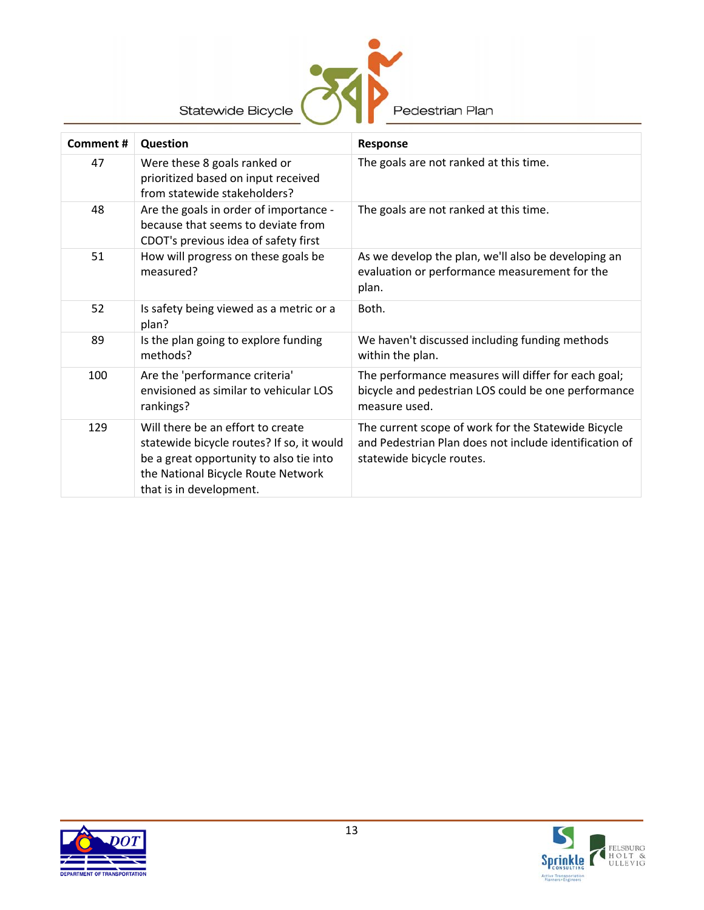| Comment # | Question | Response |
|---|---|---|
| 47 | Were these 8 goals ranked or prioritized based on input received from statewide stakeholders? | The goals are not ranked at this time. |
| 48 | Are the goals in order of importance - because that seems to deviate from CDOT's previous idea of safety first | The goals are not ranked at this time. |
| 51 | How will progress on these goals be measured? | As we develop the plan, we'll also be developing an evaluation or performance measurement for the plan. |
| 52 | Is safety being viewed as a metric or a plan? | Both. |
| 89 | Is the plan going to explore funding methods? | We haven't discussed including funding methods within the plan. |
| 100 | Are the 'performance criteria' envisioned as similar to vehicular LOS rankings? | The performance measures will differ for each goal; bicycle and pedestrian LOS could be one performance measure used. |
| 129 | Will there be an effort to create statewide bicycle routes? If so, it would be a great opportunity to also tie into the National Bicycle Route Network that is in development. | The current scope of work for the Statewide Bicycle and Pedestrian Plan does not include identification of statewide bicycle routes. |